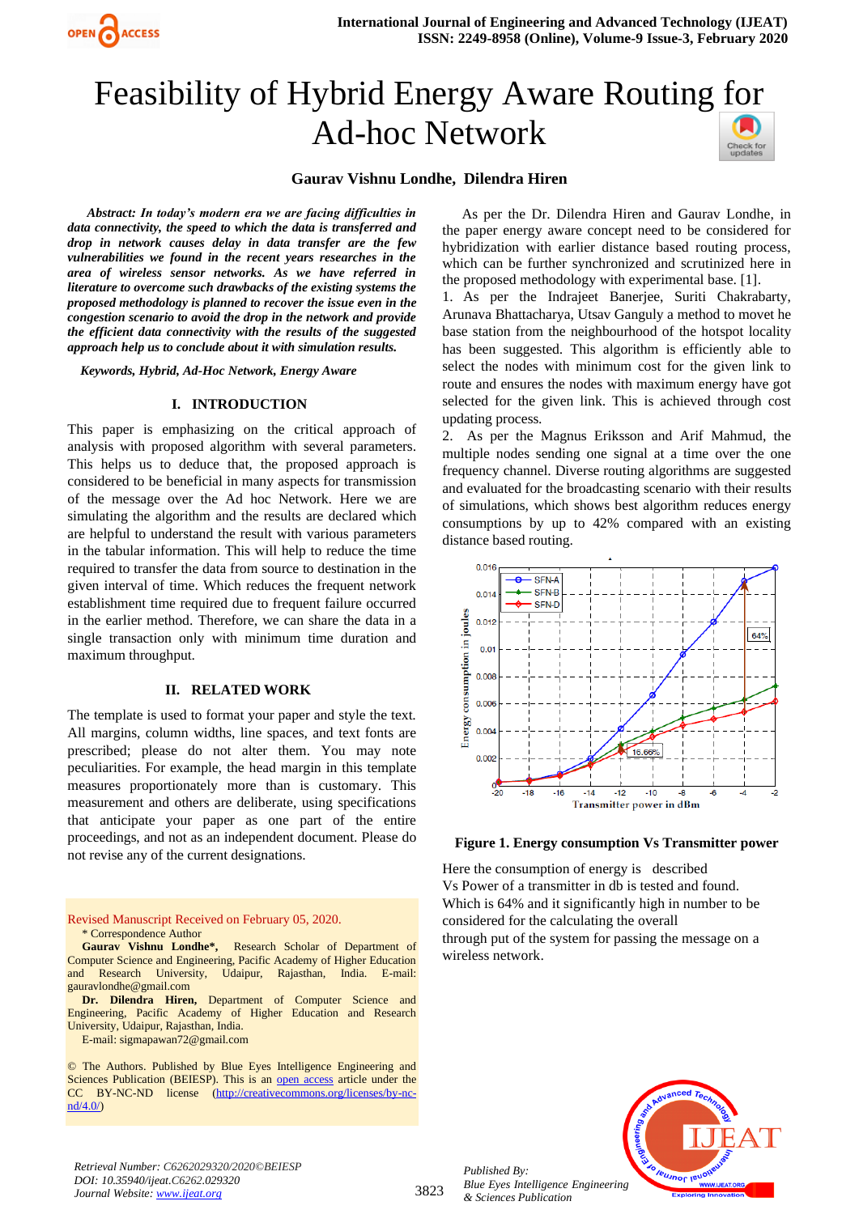# Feasibility of Hybrid Energy Aware Routing for Ad-hoc Network

**Gaurav Vishnu Londhe, Dilendra Hiren**

***Abstract:** In today's modern era we are facing difficulties in data connectivity, the speed to which the data is transferred and drop in network causes delay in data transfer are the few vulnerabilities we found in the recent years researches in the area of wireless sensor networks. As we have referred in literature to overcome such drawbacks of the existing systems the proposed methodology is planned to recover the issue even in the congestion scenario to avoid the drop in the network and provide the efficient data connectivity with the results of the suggested approach help us to conclude about it with simulation results.*

***Keywords,** Hybrid, Ad-Hoc Network, Energy Aware*

## I. INTRODUCTION

This paper is emphasizing on the critical approach of analysis with proposed algorithm with several parameters. This helps us to deduce that, the proposed approach is considered to be beneficial in many aspects for transmission of the message over the Ad hoc Network. Here we are simulating the algorithm and the results are declared which are helpful to understand the result with various parameters in the tabular information. This will help to reduce the time required to transfer the data from source to destination in the given interval of time. Which reduces the frequent network establishment time required due to frequent failure occurred in the earlier method. Therefore, we can share the data in a single transaction only with minimum time duration and maximum throughput.

## II. RELATED WORK

The template is used to format your paper and style the text. All margins, column widths, line spaces, and text fonts are prescribed; please do not alter them. You may note peculiarities. For example, the head margin in this template measures proportionately more than is customary. This measurement and others are deliberate, using specifications that anticipate your paper as one part of the entire proceedings, and not as an independent document. Please do not revise any of the current designations.

Revised Manuscript Received on February 05, 2020.

\* Correspondence Author

**Gaurav Vishnu Londhe\***, Research Scholar of Department of Computer Science and Engineering, Pacific Academy of Higher Education and Research University, Udaipur, Rajasthan, India. E-mail: gauravlondhe@gmail.com

**Dr. Dilendra Hiren,** Department of Computer Science and Engineering, Pacific Academy of Higher Education and Research University, Udaipur, Rajasthan, India.
E-mail: sigmapawan72@gmail.com

© The Authors. Published by Blue Eyes Intelligence Engineering and Sciences Publication (BEIESP). This is an open access article under the CC BY-NC-ND license (http://creativecommons.org/licenses/by-nc-nd/4.0/)

As per the Dr. Dilendra Hiren and Gaurav Londhe, in the paper energy aware concept need to be considered for hybridization with earlier distance based routing process, which can be further synchronized and scrutinized here in the proposed methodology with experimental base. [1].

1. As per the Indrajeet Banerjee, Suriti Chakrabarty, Arunava Bhattacharya, Utsav Ganguly a method to movet he base station from the neighbourhood of the hotspot locality has been suggested. This algorithm is efficiently able to select the nodes with minimum cost for the given link to route and ensures the nodes with maximum energy have got selected for the given link. This is achieved through cost updating process.
2. As per the Magnus Eriksson and Arif Mahmud, the multiple nodes sending one signal at a time over the one frequency channel. Diverse routing algorithms are suggested and evaluated for the broadcasting scenario with their results of simulations, which shows best algorithm reduces energy consumptions by up to 42% compared with an existing distance based routing.

**Figure 1. Energy consumption Vs Transmitter power**

Here the consumption of energy is described
Vs Power of a transmitter in db is tested and found.
Which is 64% and it significantly high in number to be considered for the calculating the overall
through put of the system for passing the message on a wireless network.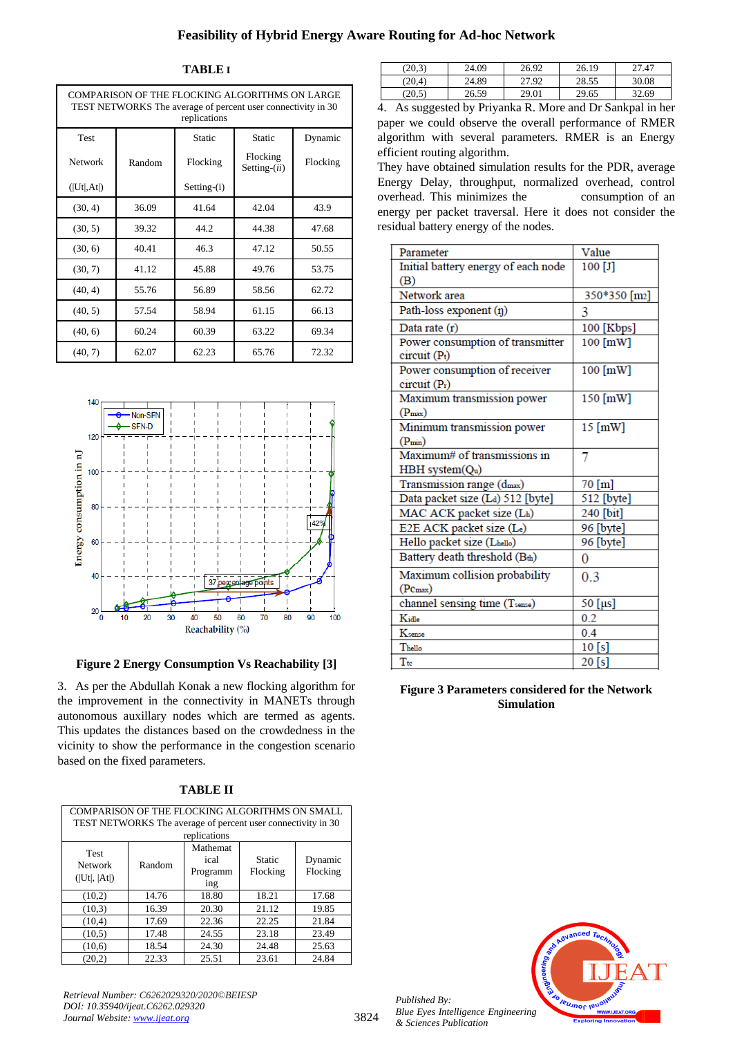## TABLE I

| COMPARISON OF THE FLOCKING ALGORITHMS ON LARGE TEST NETWORKS The average of percent user connectivity in 30 replications | | | | |
|---|---|---|---|---|
| Test Network (\|Ut\|,At\|) | Random | Static Flocking Setting-(i) | Static Flocking Setting-(ii) | Dynamic Flocking |
| (30, 4) | 36.09 | 41.64 | 42.04 | 43.9 |
| (30, 5) | 39.32 | 44.2 | 44.38 | 47.68 |
| (30, 6) | 40.41 | 46.3 | 47.12 | 50.55 |
| (30, 7) | 41.12 | 45.88 | 49.76 | 53.75 |
| (40, 4) | 55.76 | 56.89 | 58.56 | 62.72 |
| (40, 5) | 57.54 | 58.94 | 61.15 | 66.13 |
| (40, 6) | 60.24 | 60.39 | 63.22 | 69.34 |
| (40, 7) | 62.07 | 62.23 | 65.76 | 72.32 |

**Figure 2 Energy Consumption Vs Reachability [3]**

3. As per the Abdullah Konak a new flocking algorithm for the improvement in the connectivity in MANETs through autonomous auxillary nodes which are termed as agents. This updates the distances based on the crowdedness in the vicinity to show the performance in the congestion scenario based on the fixed parameters.

## TABLE II

| COMPARISON OF THE FLOCKING ALGORITHMS ON SMALL TEST NETWORKS The average of percent user connectivity in 30 replications | | | | |
|---|---|---|---|---|
| Test Network (\|Ut\|, \|At\|) | Random | Mathematical Programming | Static Flocking | Dynamic Flocking |
| (10,2) | 14.76 | 18.80 | 18.21 | 17.68 |
| (10,3) | 16.39 | 20.30 | 21.12 | 19.85 |
| (10,4) | 17.69 | 22.36 | 22.25 | 21.84 |
| (10,5) | 17.48 | 24.55 | 23.18 | 23.49 |
| (10,6) | 18.54 | 24.30 | 24.48 | 25.63 |
| (20,2) | 22.33 | 25.51 | 23.61 | 24.84 |
| (20,3) | 24.09 | 26.92 | 26.19 | 27.47 |
| (20,4) | 24.89 | 27.92 | 28.55 | 30.08 |
| (20,5) | 26.59 | 29.01 | 29.65 | 32.69 |

4. As suggested by Priyanka R. More and Dr Sankpal in her paper we could observe the overall performance of RMER algorithm with several parameters. RMER is an Energy efficient routing algorithm.

They have obtained simulation results for the PDR, average Energy Delay, throughput, normalized overhead, control overhead. This minimizes the consumption of an energy per packet traversal. Here it does not consider the residual battery energy of the nodes.

| Parameter | Value |
|---|---|
| Initial battery energy of each node (B) | 100 [J] |
| Network area | 350*350 [m2] |
| Path-loss exponent (η) | 3 |
| Data rate (r) | 100 [Kbps] |
| Power consumption of transmitter circuit ($P_t$) | 100 [mW] |
| Power consumption of receiver circuit ($P_r$) | 100 [mW] |
| Maximum transmission power ($P_{max}$) | 150 [mW] |
| Minimum transmission power ($P_{min}$) | 15 [mW] |
| Maximum# of transmissions in HBH system($Q_u$) | 7 |
| Transmission range ($d_{max}$) | 70 [m] |
| Data packet size ($L_d$) 512 [byte] | 512 [byte] |
| MAC ACK packet size ($L_h$) | 240 [bit] |
| E2E ACK packet size ($L_e$) | 96 [byte] |
| Hello packet size ($L_{hello}$) | 96 [byte] |
| Battery death threshold ($B_{th}$) | 0 |
| Maximum collision probability ($Pc_{max}$) | 0.3 |
| channel sensing time ($T_{sense}$) | 50 [µs] |
| $K_{idle}$ | 0.2 |
| $K_{sense}$ | 0.4 |
| $T_{hello}$ | 10 [s] |
| $T_{tc}$ | 20 [s] |

**Figure 3 Parameters considered for the Network Simulation**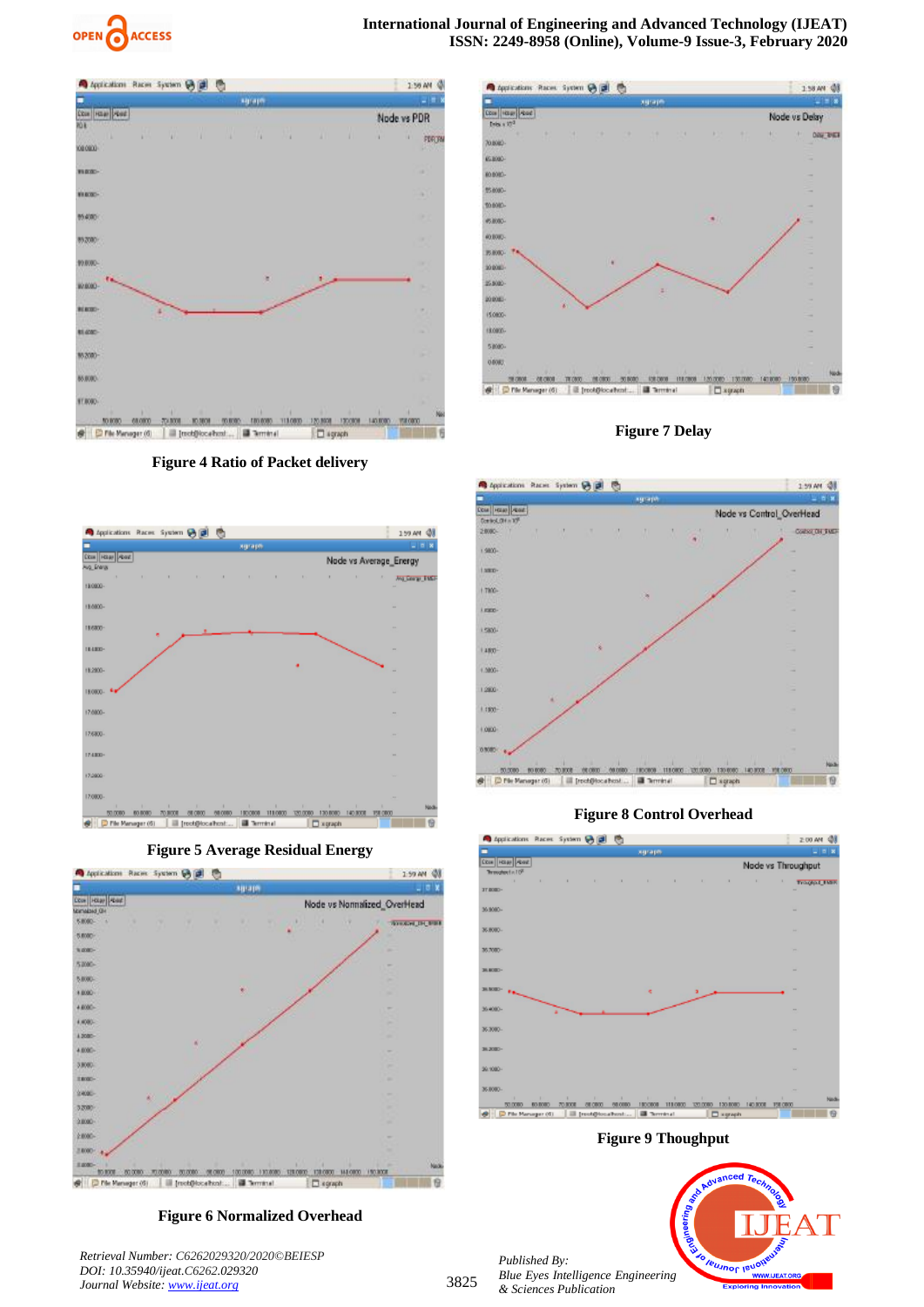Figure 4 Ratio of Packet delivery

Figure 7 Delay

Figure 5 Average Residual Energy

Figure 8 Control Overhead

Figure 6 Normalized Overhead

Figure 9 Thoughput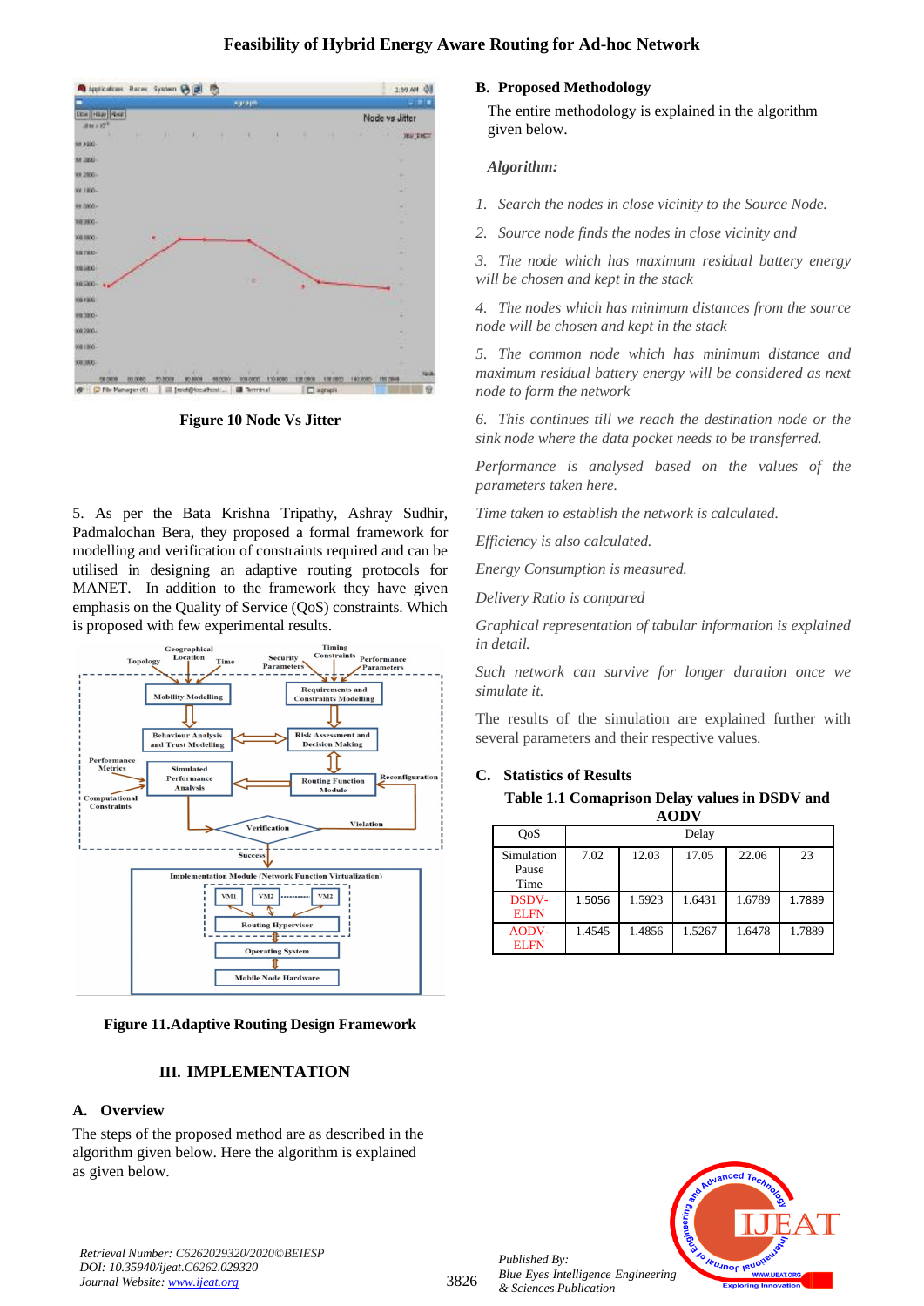Figure 10 Node Vs Jitter

5. As per the Bata Krishna Tripathy, Ashray Sudhir, Padmalochan Bera, they proposed a formal framework for modelling and verification of constraints required and can be utilised in designing an adaptive routing protocols for MANET. In addition to the framework they have given emphasis on the Quality of Service (QoS) constraints. Which is proposed with few experimental results.

Figure 11.Adaptive Routing Design Framework

## III. IMPLEMENTATION

### A. Overview

The steps of the proposed method are as described in the algorithm given below. Here the algorithm is explained as given below.

### B. Proposed Methodology

The entire methodology is explained in the algorithm given below.

***Algorithm:***

*1. Search the nodes in close vicinity to the Source Node.*

*2. Source node finds the nodes in close vicinity and*

*3. The node which has maximum residual battery energy will be chosen and kept in the stack*

*4. The nodes which has minimum distances from the source node will be chosen and kept in the stack*

*5. The common node which has minimum distance and maximum residual battery energy will be considered as next node to form the network*

*6. This continues till we reach the destination node or the sink node where the data pocket needs to be transferred.*

*Performance is analysed based on the values of the parameters taken here.*

*Time taken to establish the network is calculated.*

*Efficiency is also calculated.*

*Energy Consumption is measured.*

*Delivery Ratio is compared*

*Graphical representation of tabular information is explained in detail.*

*Such network can survive for longer duration once we simulate it.*

The results of the simulation are explained further with several parameters and their respective values.

### C. Statistics of Results

**Table 1.1 Comaprison Delay values in DSDV and AODV**

| QoS | Delay | | | | |
|---|---|---|---|---|---|
| Simulation Pause Time | 7.02 | 12.03 | 17.05 | 22.06 | 23 |
| DSDV-ELFN | 1.5056 | 1.5923 | 1.6431 | 1.6789 | 1.7889 |
| AODV-ELFN | 1.4545 | 1.4856 | 1.5267 | 1.6478 | 1.7889 |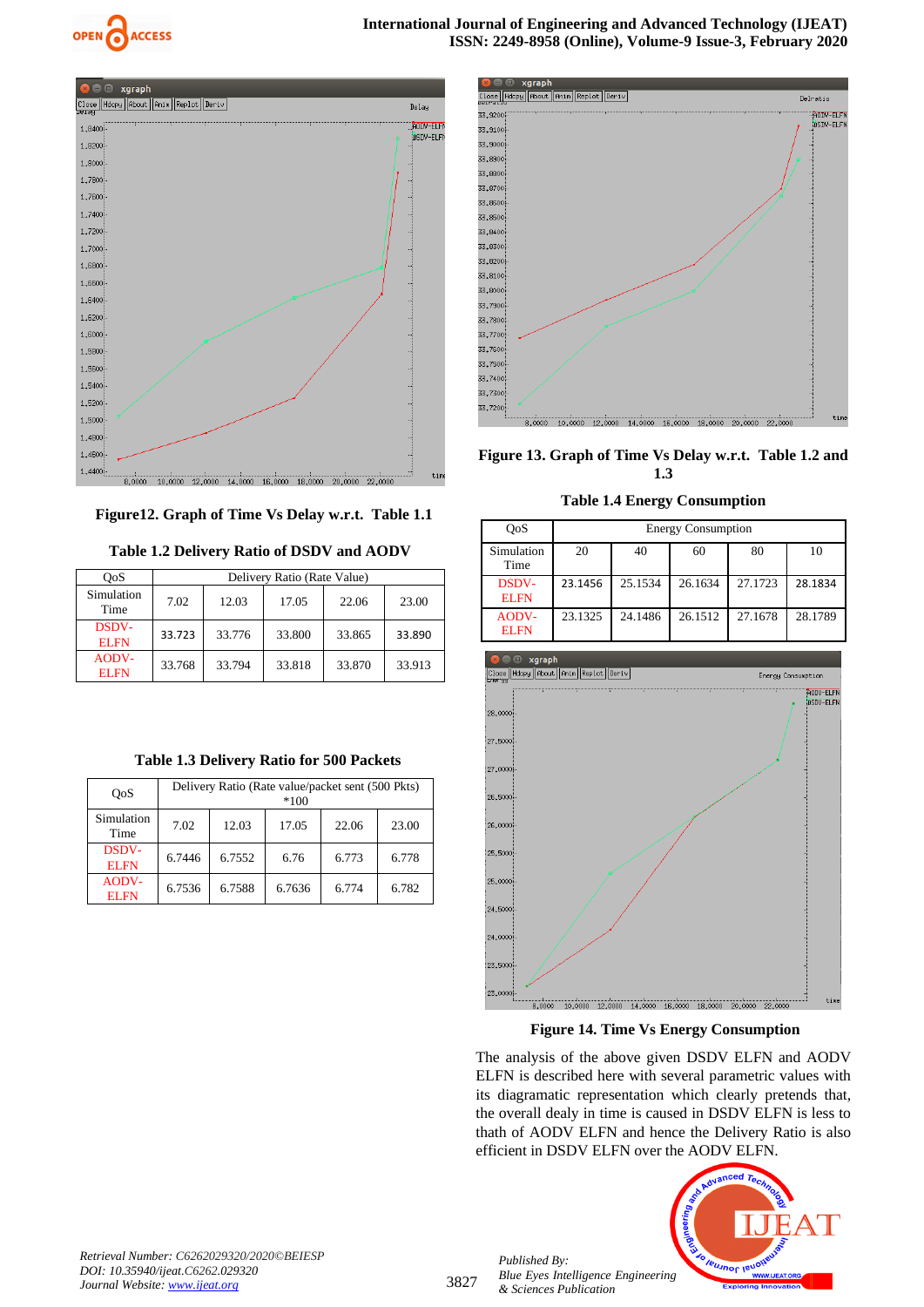Figure12. Graph of Time Vs Delay w.r.t. Table 1.1

**Table 1.2 Delivery Ratio of DSDV and AODV**

| QoS | Delivery Ratio (Rate Value) | | | | |
|---|---|---|---|---|---|
| Simulation Time | 7.02 | 12.03 | 17.05 | 22.06 | 23.00 |
| DSDV-ELFN | 33.723 | 33.776 | 33.800 | 33.865 | 33.890 |
| AODV-ELFN | 33.768 | 33.794 | 33.818 | 33.870 | 33.913 |

**Table 1.3 Delivery Ratio for 500 Packets**

| QoS | Delivery Ratio (Rate value/packet sent (500 Pkts) *100 | | | | |
|---|---|---|---|---|---|
| Simulation Time | 7.02 | 12.03 | 17.05 | 22.06 | 23.00 |
| DSDV-ELFN | 6.7446 | 6.7552 | 6.76 | 6.773 | 6.778 |
| AODV-ELFN | 6.7536 | 6.7588 | 6.7636 | 6.774 | 6.782 |

Figure 13. Graph of Time Vs Delay w.r.t. Table 1.2 and 1.3

**Table 1.4 Energy Consumption**

| QoS | Energy Consumption | | | | |
|---|---|---|---|---|---|
| Simulation Time | 20 | 40 | 60 | 80 | 10 |
| DSDV-ELFN | 23.1456 | 25.1534 | 26.1634 | 27.1723 | 28.1834 |
| AODV-ELFN | 23.1325 | 24.1486 | 26.1512 | 27.1678 | 28.1789 |

Figure 14. Time Vs Energy Consumption

The analysis of the above given DSDV ELFN and AODV ELFN is described here with several parametric values with its diagramatic representation which clearly pretends that, the overall dealy in time is caused in DSDV ELFN is less to thath of AODV ELFN and hence the Delivery Ratio is also efficient in DSDV ELFN over the AODV ELFN.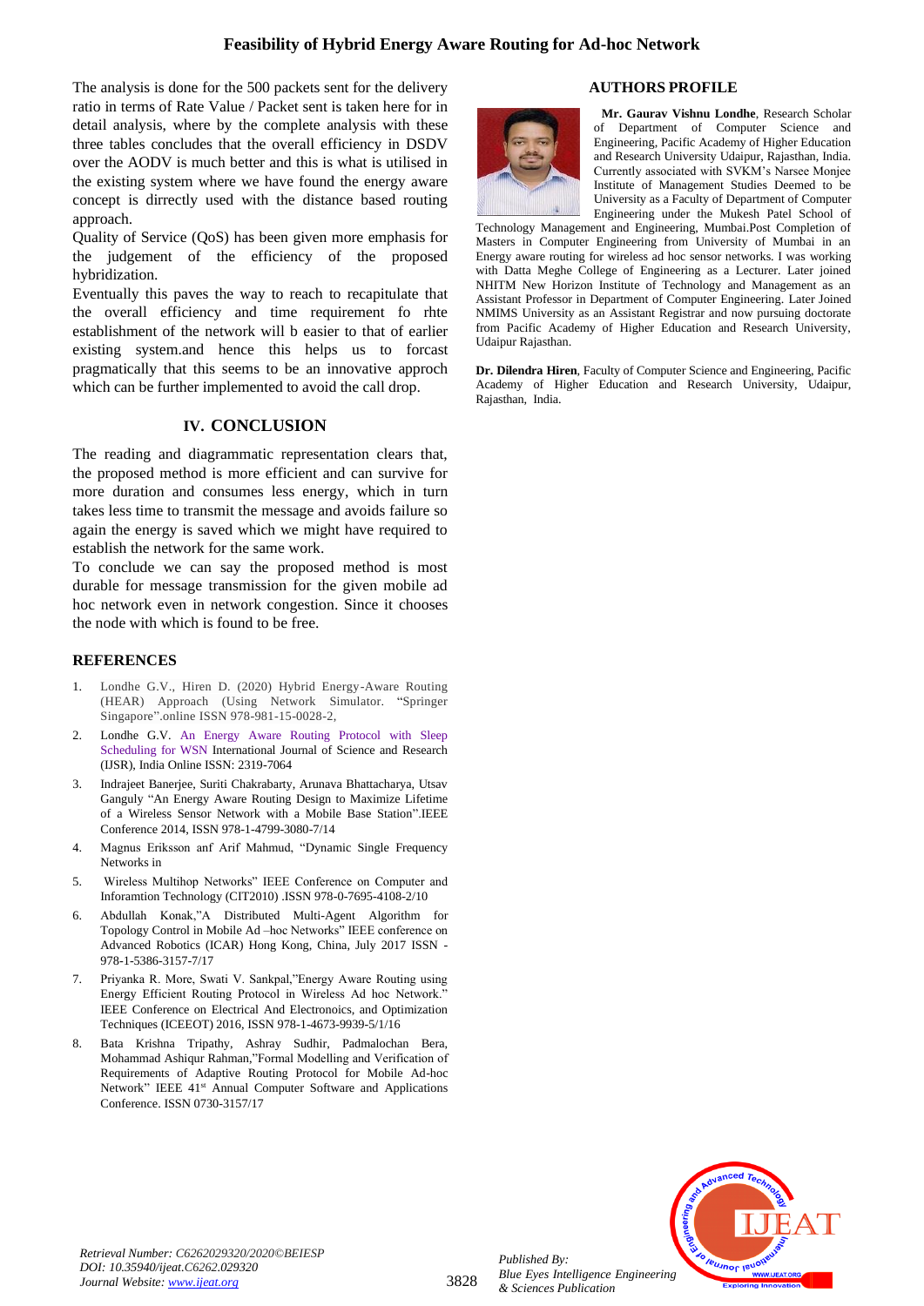The analysis is done for the 500 packets sent for the delivery ratio in terms of Rate Value / Packet sent is taken here for in detail analysis, where by the complete analysis with these three tables concludes that the overall efficiency in DSDV over the AODV is much better and this is what is utilised in the existing system where we have found the energy aware concept is directly used with the distance based routing approach.

Quality of Service (QoS) has been given more emphasis for the judgement of the efficiency of the proposed hybridization.

Eventually this paves the way to reach to recapitulate that the overall efficiency and time requirement fo rhte establishment of the network will b easier to that of earlier existing system.and hence this helps us to forcast pragmatically that this seems to be an innovative approch which can be further implemented to avoid the call drop.

## IV. CONCLUSION

The reading and diagrammatic representation clears that, the proposed method is more efficient and can survive for more duration and consumes less energy, which in turn takes less time to transmit the message and avoids failure so again the energy is saved which we might have required to establish the network for the same work.

To conclude we can say the proposed method is most durable for message transmission for the given mobile ad hoc network even in network congestion. Since it chooses the node with which is found to be free.

## REFERENCES

1. Londhe G.V., Hiren D. (2020) Hybrid Energy-Aware Routing (HEAR) Approach (Using Network Simulator. "Springer Singapore".online ISSN 978-981-15-0028-2,
2. Londhe G.V. An Energy Aware Routing Protocol with Sleep Scheduling for WSN International Journal of Science and Research (IJSR), India Online ISSN: 2319-7064
3. Indrajeet Banerjee, Suriti Chakrabarty, Arunava Bhattacharya, Utsav Ganguly "An Energy Aware Routing Design to Maximize Lifetime of a Wireless Sensor Network with a Mobile Base Station".IEEE Conference 2014, ISSN 978-1-4799-3080-7/14
4. Magnus Eriksson anf Arif Mahmud, "Dynamic Single Frequency Networks in
5. Wireless Multihop Networks" IEEE Conference on Computer and Inforamtion Technology (CIT2010) .ISSN 978-0-7695-4108-2/10
6. Abdullah Konak,"A Distributed Multi-Agent Algorithm for Topology Control in Mobile Ad –hoc Networks" IEEE conference on Advanced Robotics (ICAR) Hong Kong, China, July 2017 ISSN - 978-1-5386-3157-7/17
7. Priyanka R. More, Swati V. Sankpal,"Energy Aware Routing using Energy Efficient Routing Protocol in Wireless Ad hoc Network." IEEE Conference on Electrical And Electronics, and Optimization Techniques (ICEEOT) 2016, ISSN 978-1-4673-9939-5/1/16
8. Bata Krishna Tripathy, Ashray Sudhir, Padmalochan Bera, Mohammad Ashiqur Rahman,"Formal Modelling and Verification of Requirements of Adaptive Routing Protocol for Mobile Ad-hoc Network" IEEE 41st Annual Computer Software and Applications Conference. ISSN 0730-3157/17

## AUTHORS PROFILE

**Mr. Gaurav Vishnu Londhe**, Research Scholar of Department of Computer Science and Engineering, Pacific Academy of Higher Education and Research University Udaipur, Rajasthan, India. Currently associated with SVKM's Narsee Monjee Institute of Management Studies Deemed to be University as a Faculty of Department of Computer Engineering under the Mukesh Patel School of Technology Management and Engineering, Mumbai.Post Completion of Masters in Computer Engineering from University of Mumbai in an Energy aware routing for wireless ad hoc sensor networks. I was working with Datta Meghe College of Engineering as a Lecturer. Later joined NHITM New Horizon Institute of Technology and Management as an Assistant Professor in Department of Computer Engineering. Later Joined NMIMS University as an Assistant Registrar and now pursuing doctorate from Pacific Academy of Higher Education and Research University, Udaipur Rajasthan.

**Dr. Dilendra Hiren**, Faculty of Computer Science and Engineering, Pacific Academy of Higher Education and Research University, Udaipur, Rajasthan, India.